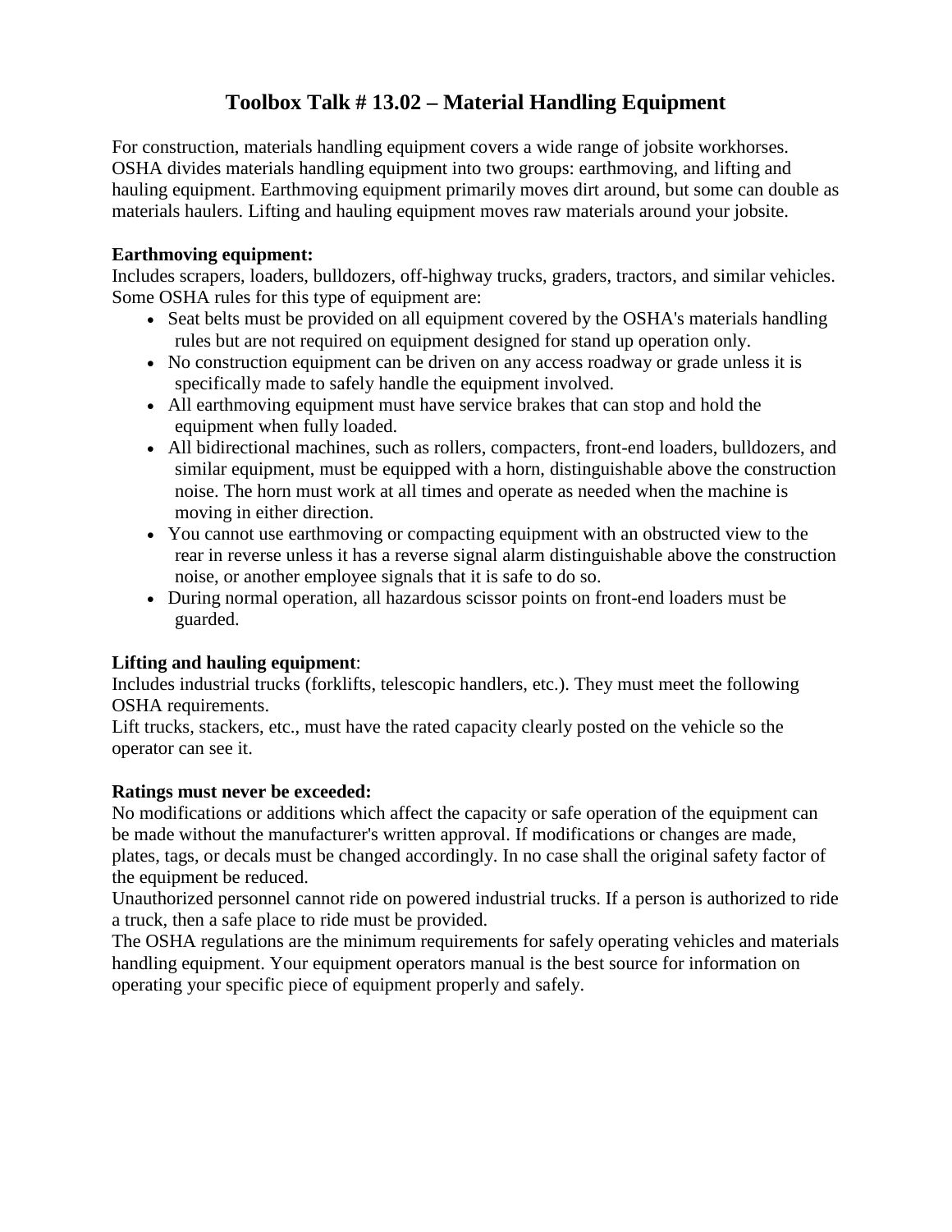# Toolbox Talk # 13.02 – Material Handling Equipment

For construction, materials handling equipment covers a wide range of jobsite workhorses. OSHA divides materials handling equipment into two groups: earthmoving, and lifting and hauling equipment. Earthmoving equipment primarily moves dirt around, but some can double as materials haulers. Lifting and hauling equipment moves raw materials around your jobsite.

**Earthmoving equipment:**
Includes scrapers, loaders, bulldozers, off-highway trucks, graders, tractors, and similar vehicles. Some OSHA rules for this type of equipment are:

- Seat belts must be provided on all equipment covered by the OSHA's materials handling rules but are not required on equipment designed for stand up operation only.
- No construction equipment can be driven on any access roadway or grade unless it is specifically made to safely handle the equipment involved.
- All earthmoving equipment must have service brakes that can stop and hold the equipment when fully loaded.
- All bidirectional machines, such as rollers, compacters, front-end loaders, bulldozers, and similar equipment, must be equipped with a horn, distinguishable above the construction noise. The horn must work at all times and operate as needed when the machine is moving in either direction.
- You cannot use earthmoving or compacting equipment with an obstructed view to the rear in reverse unless it has a reverse signal alarm distinguishable above the construction noise, or another employee signals that it is safe to do so.
- During normal operation, all hazardous scissor points on front-end loaders must be guarded.

**Lifting and hauling equipment**:
Includes industrial trucks (forklifts, telescopic handlers, etc.). They must meet the following OSHA requirements.
Lift trucks, stackers, etc., must have the rated capacity clearly posted on the vehicle so the operator can see it.

**Ratings must never be exceeded:**
No modifications or additions which affect the capacity or safe operation of the equipment can be made without the manufacturer's written approval. If modifications or changes are made, plates, tags, or decals must be changed accordingly. In no case shall the original safety factor of the equipment be reduced.
Unauthorized personnel cannot ride on powered industrial trucks. If a person is authorized to ride a truck, then a safe place to ride must be provided.
The OSHA regulations are the minimum requirements for safely operating vehicles and materials handling equipment. Your equipment operators manual is the best source for information on operating your specific piece of equipment properly and safely.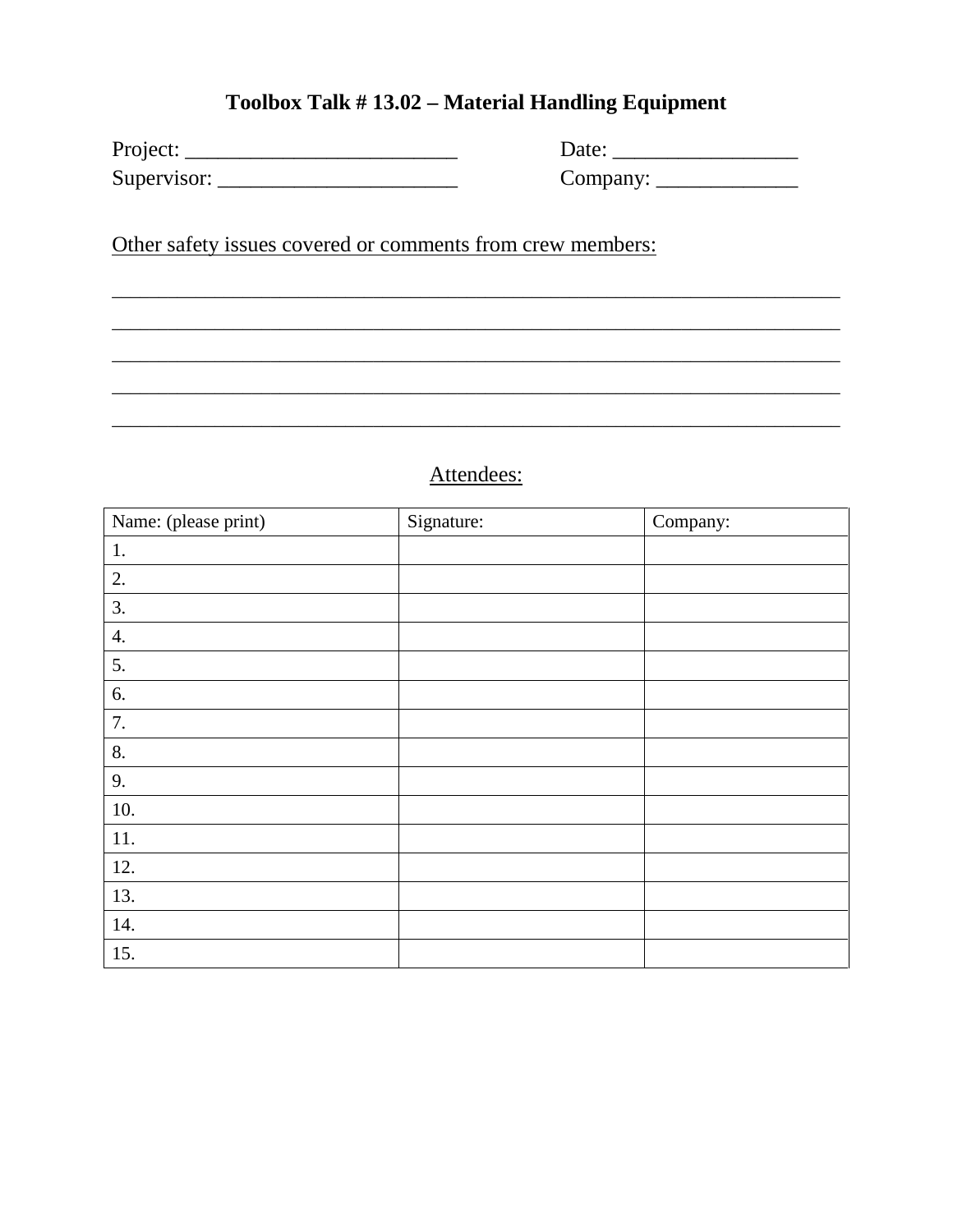### Toolbox Talk # 13.02 – Material Handling Equipment

Project: _________________________ Date: _________________

Supervisor: ______________________ Company: _____________

Other safety issues covered or comments from crew members:

_____________________________________________________________________

_____________________________________________________________________

_____________________________________________________________________

_____________________________________________________________________

_____________________________________________________________________

Attendees:

| Name: (please print) | Signature: | Company: |
|---|---|---|
| 1. | | |
| 2. | | |
| 3. | | |
| 4. | | |
| 5. | | |
| 6. | | |
| 7. | | |
| 8. | | |
| 9. | | |
| 10. | | |
| 11. | | |
| 12. | | |
| 13. | | |
| 14. | | |
| 15. | | |